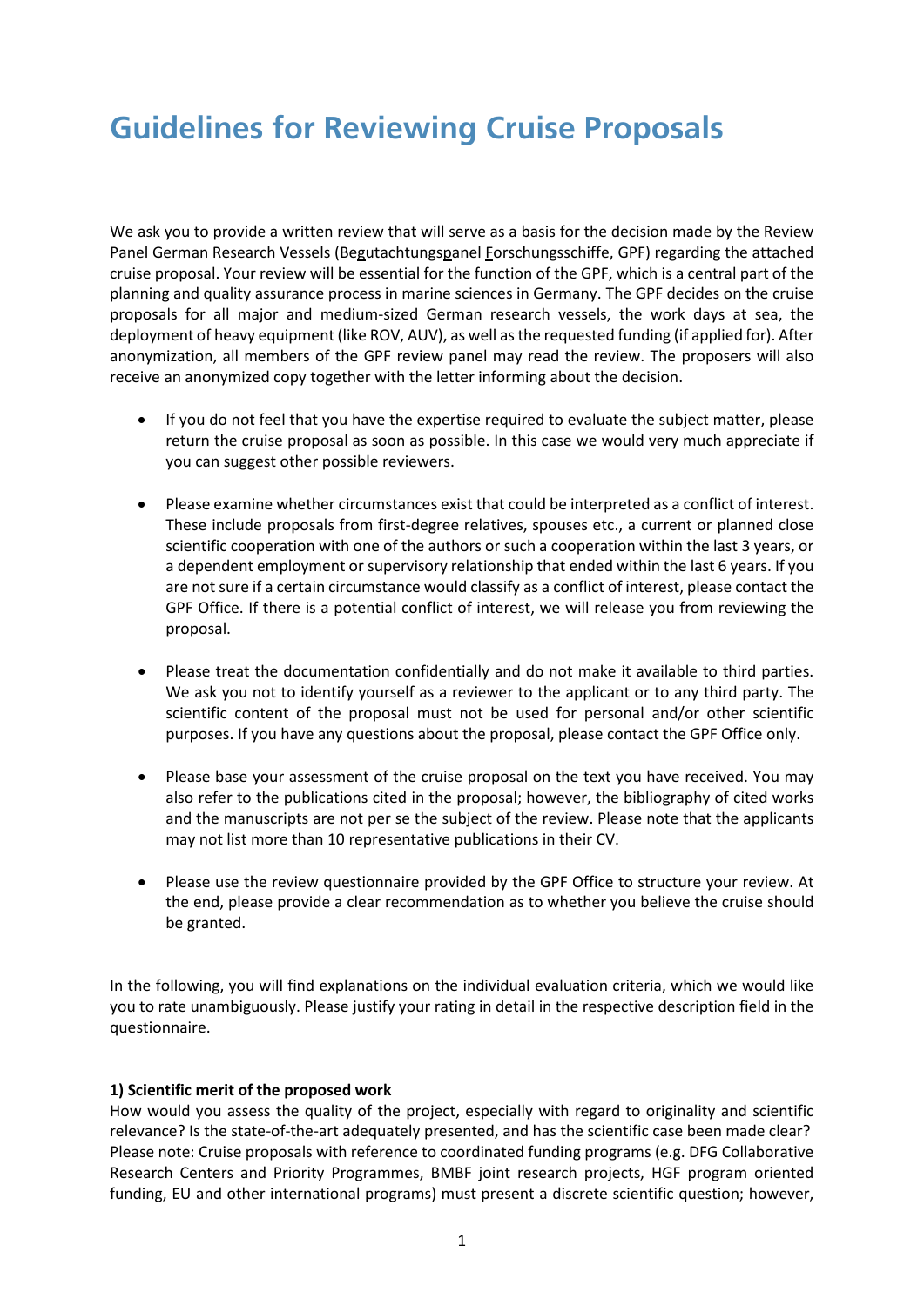# Guidelines for Reviewing Cruise Proposals

We ask you to provide a written review that will serve as a basis for the decision made by the Review Panel German Research Vessels (Begutachtungspanel Forschungsschiffe, GPF) regarding the attached cruise proposal. Your review will be essential for the function of the GPF, which is a central part of the planning and quality assurance process in marine sciences in Germany. The GPF decides on the cruise proposals for all major and medium-sized German research vessels, the work days at sea, the deployment of heavy equipment (like ROV, AUV), as well as the requested funding (if applied for). After anonymization, all members of the GPF review panel may read the review. The proposers will also receive an anonymized copy together with the letter informing about the decision.

- If you do not feel that you have the expertise required to evaluate the subject matter, please return the cruise proposal as soon as possible. In this case we would very much appreciate if you can suggest other possible reviewers.
- Please examine whether circumstances exist that could be interpreted as a conflict of interest. These include proposals from first-degree relatives, spouses etc., a current or planned close scientific cooperation with one of the authors or such a cooperation within the last 3 years, or a dependent employment or supervisory relationship that ended within the last 6 years. If you are not sure if a certain circumstance would classify as a conflict of interest, please contact the GPF Office. If there is a potential conflict of interest, we will release you from reviewing the proposal.
- Please treat the documentation confidentially and do not make it available to third parties. We ask you not to identify yourself as a reviewer to the applicant or to any third party. The scientific content of the proposal must not be used for personal and/or other scientific purposes. If you have any questions about the proposal, please contact the GPF Office only.
- Please base your assessment of the cruise proposal on the text you have received. You may also refer to the publications cited in the proposal; however, the bibliography of cited works and the manuscripts are not per se the subject of the review. Please note that the applicants may not list more than 10 representative publications in their CV.
- Please use the review questionnaire provided by the GPF Office to structure your review. At the end, please provide a clear recommendation as to whether you believe the cruise should be granted.

In the following, you will find explanations on the individual evaluation criteria, which we would like you to rate unambiguously. Please justify your rating in detail in the respective description field in the questionnaire.

**1) Scientific merit of the proposed work**

How would you assess the quality of the project, especially with regard to originality and scientific relevance? Is the state-of-the-art adequately presented, and has the scientific case been made clear? Please note: Cruise proposals with reference to coordinated funding programs (e.g. DFG Collaborative Research Centers and Priority Programmes, BMBF joint research projects, HGF program oriented funding, EU and other international programs) must present a discrete scientific question; however,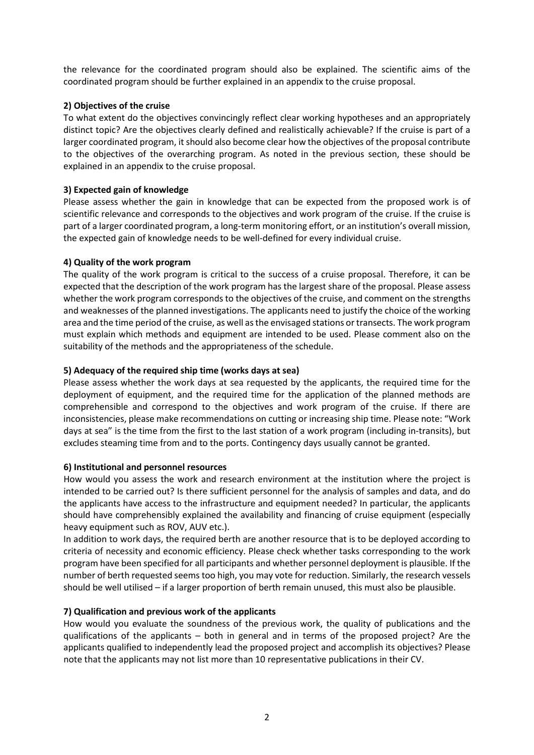the relevance for the coordinated program should also be explained. The scientific aims of the coordinated program should be further explained in an appendix to the cruise proposal.

**2) Objectives of the cruise**

To what extent do the objectives convincingly reflect clear working hypotheses and an appropriately distinct topic? Are the objectives clearly defined and realistically achievable? If the cruise is part of a larger coordinated program, it should also become clear how the objectives of the proposal contribute to the objectives of the overarching program. As noted in the previous section, these should be explained in an appendix to the cruise proposal.

**3) Expected gain of knowledge**

Please assess whether the gain in knowledge that can be expected from the proposed work is of scientific relevance and corresponds to the objectives and work program of the cruise. If the cruise is part of a larger coordinated program, a long-term monitoring effort, or an institution's overall mission, the expected gain of knowledge needs to be well-defined for every individual cruise.

**4) Quality of the work program**

The quality of the work program is critical to the success of a cruise proposal. Therefore, it can be expected that the description of the work program has the largest share of the proposal. Please assess whether the work program corresponds to the objectives of the cruise, and comment on the strengths and weaknesses of the planned investigations. The applicants need to justify the choice of the working area and the time period of the cruise, as well as the envisaged stations or transects. The work program must explain which methods and equipment are intended to be used. Please comment also on the suitability of the methods and the appropriateness of the schedule.

**5) Adequacy of the required ship time (works days at sea)**

Please assess whether the work days at sea requested by the applicants, the required time for the deployment of equipment, and the required time for the application of the planned methods are comprehensible and correspond to the objectives and work program of the cruise. If there are inconsistencies, please make recommendations on cutting or increasing ship time. Please note: "Work days at sea" is the time from the first to the last station of a work program (including in-transits), but excludes steaming time from and to the ports. Contingency days usually cannot be granted.

**6) Institutional and personnel resources**

How would you assess the work and research environment at the institution where the project is intended to be carried out? Is there sufficient personnel for the analysis of samples and data, and do the applicants have access to the infrastructure and equipment needed? In particular, the applicants should have comprehensibly explained the availability and financing of cruise equipment (especially heavy equipment such as ROV, AUV etc.).

In addition to work days, the required berth are another resource that is to be deployed according to criteria of necessity and economic efficiency. Please check whether tasks corresponding to the work program have been specified for all participants and whether personnel deployment is plausible. If the number of berth requested seems too high, you may vote for reduction. Similarly, the research vessels should be well utilised – if a larger proportion of berth remain unused, this must also be plausible.

**7) Qualification and previous work of the applicants**

How would you evaluate the soundness of the previous work, the quality of publications and the qualifications of the applicants – both in general and in terms of the proposed project? Are the applicants qualified to independently lead the proposed project and accomplish its objectives? Please note that the applicants may not list more than 10 representative publications in their CV.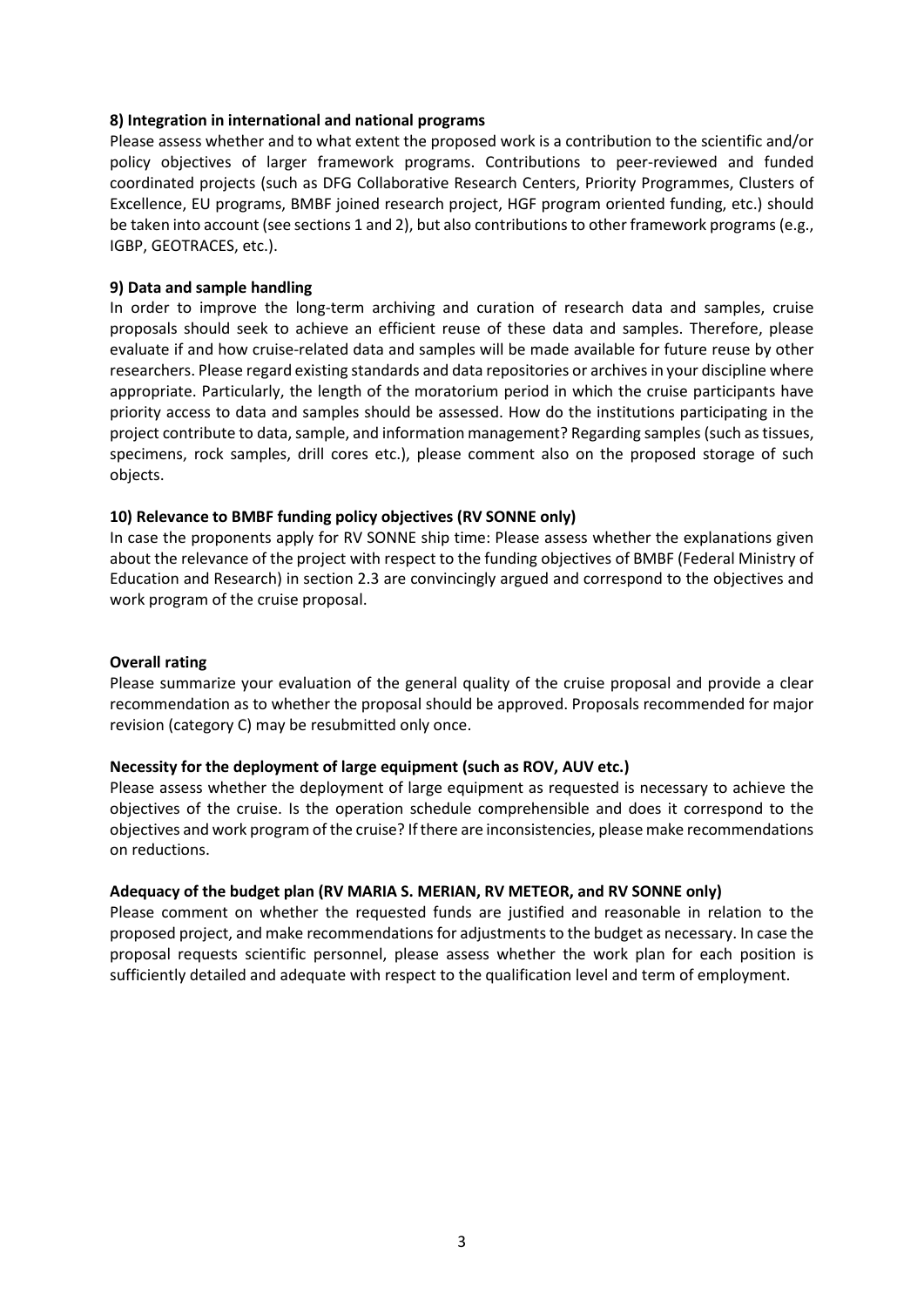**8) Integration in international and national programs**

Please assess whether and to what extent the proposed work is a contribution to the scientific and/or policy objectives of larger framework programs. Contributions to peer-reviewed and funded coordinated projects (such as DFG Collaborative Research Centers, Priority Programmes, Clusters of Excellence, EU programs, BMBF joined research project, HGF program oriented funding, etc.) should be taken into account (see sections 1 and 2), but also contributions to other framework programs (e.g., IGBP, GEOTRACES, etc.).

**9) Data and sample handling**

In order to improve the long-term archiving and curation of research data and samples, cruise proposals should seek to achieve an efficient reuse of these data and samples. Therefore, please evaluate if and how cruise-related data and samples will be made available for future reuse by other researchers. Please regard existing standards and data repositories or archives in your discipline where appropriate. Particularly, the length of the moratorium period in which the cruise participants have priority access to data and samples should be assessed. How do the institutions participating in the project contribute to data, sample, and information management? Regarding samples (such as tissues, specimens, rock samples, drill cores etc.), please comment also on the proposed storage of such objects.

**10) Relevance to BMBF funding policy objectives (RV SONNE only)**

In case the proponents apply for RV SONNE ship time: Please assess whether the explanations given about the relevance of the project with respect to the funding objectives of BMBF (Federal Ministry of Education and Research) in section 2.3 are convincingly argued and correspond to the objectives and work program of the cruise proposal.

**Overall rating**

Please summarize your evaluation of the general quality of the cruise proposal and provide a clear recommendation as to whether the proposal should be approved. Proposals recommended for major revision (category C) may be resubmitted only once.

**Necessity for the deployment of large equipment (such as ROV, AUV etc.)**

Please assess whether the deployment of large equipment as requested is necessary to achieve the objectives of the cruise. Is the operation schedule comprehensible and does it correspond to the objectives and work program of the cruise? If there are inconsistencies, please make recommendations on reductions.

**Adequacy of the budget plan (RV MARIA S. MERIAN, RV METEOR, and RV SONNE only)**

Please comment on whether the requested funds are justified and reasonable in relation to the proposed project, and make recommendations for adjustments to the budget as necessary. In case the proposal requests scientific personnel, please assess whether the work plan for each position is sufficiently detailed and adequate with respect to the qualification level and term of employment.